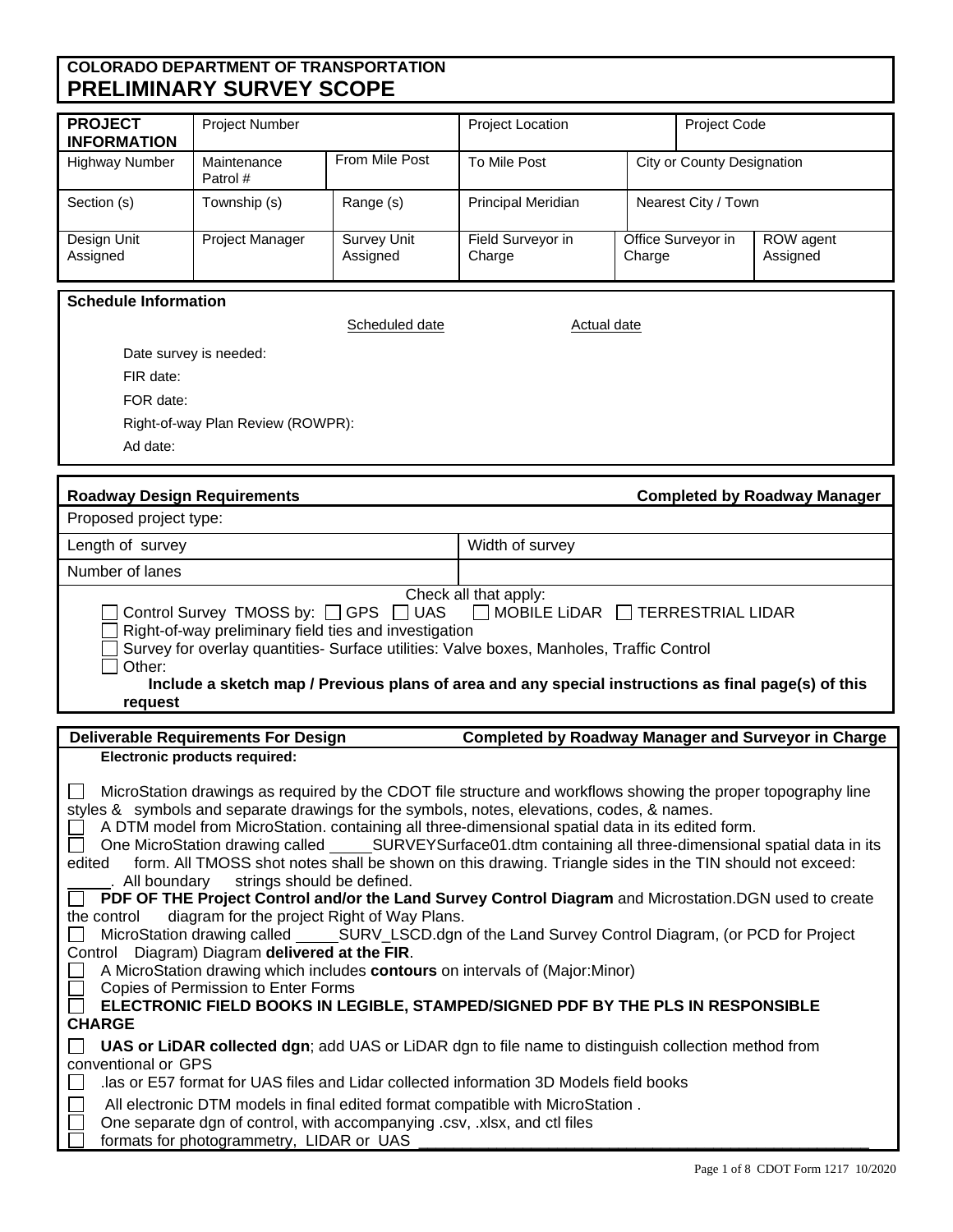**COLORADO DEPARTMENT OF TRANSPORTATION**

# PRELIMINARY SURVEY SCOPE

| **PROJECT INFORMATION** | Project Number | | Project Location | | Project Code |
|---|---|---|---|---|---|
| Highway Number | Maintenance Patrol # | From Mile Post | To Mile Post | City or County Designation | |
| Section (s) | Township (s) | Range (s) | Principal Meridian | Nearest City / Town | |
| Design Unit Assigned | Project Manager | Survey Unit Assigned | Field Surveyor in Charge | Office Surveyor in Charge | ROW agent Assigned |

**Schedule Information**

| | Scheduled date | Actual date |
|---|---|---|
| Date survey is needed: | | |
| FIR date: | | |
| FOR date: | | |
| Right-of-way Plan Review (ROWPR): | | |
| Ad date: | | |

**Roadway Design Requirements** — **Completed by Roadway Manager**

| Proposed project type: | |
|---|---|
| Length of survey | Width of survey |
| Number of lanes | |

Check all that apply:

- ☐ Control Survey TMOSS by: ☐ GPS ☐ UAS ☐ MOBILE LiDAR ☐ TERRESTRIAL LIDAR
- ☐ Right-of-way preliminary field ties and investigation
- ☐ Survey for overlay quantities- Surface utilities: Valve boxes, Manholes, Traffic Control
- ☐ Other:

**Include a sketch map / Previous plans of area and any special instructions as final page(s) of this request**

**Deliverable Requirements For Design** — **Completed by Roadway Manager and Surveyor in Charge**

**Electronic products required:**

- ☐ MicroStation drawings as required by the CDOT file structure and workflows showing the proper topography line styles & symbols and separate drawings for the symbols, notes, elevations, codes, & names.
- ☐ A DTM model from MicroStation. containing all three-dimensional spatial data in its edited form.
- ☐ One MicroStation drawing called _____SURVEYSurface01.dtm containing all three-dimensional spatial data in its edited form. All TMOSS shot notes shall be shown on this drawing. Triangle sides in the TIN should not exceed: _____. All boundary strings should be defined.
- ☐ **PDF OF THE Project Control and/or the Land Survey Control Diagram** and Microstation.DGN used to create the control diagram for the project Right of Way Plans.
- ☐ MicroStation drawing called _____SURV_LSCD.dgn of the Land Survey Control Diagram, (or PCD for Project Control Diagram) Diagram **delivered at the FIR**.
- ☐ A MicroStation drawing which includes **contours** on intervals of (Major:Minor)
- ☐ Copies of Permission to Enter Forms
- ☐ **ELECTRONIC FIELD BOOKS IN LEGIBLE, STAMPED/SIGNED PDF BY THE PLS IN RESPONSIBLE CHARGE**
- ☐ **UAS or LiDAR collected dgn**; add UAS or LiDAR dgn to file name to distinguish collection method from conventional or GPS
- ☐ .las or E57 format for UAS files and Lidar collected information 3D Models field books
- ☐ All electronic DTM models in final edited format compatible with MicroStation .
- ☐ One separate dgn of control, with accompanying .csv, .xlsx, and ctl files
- ☐ formats for photogrammetry, LIDAR or UAS ______________________________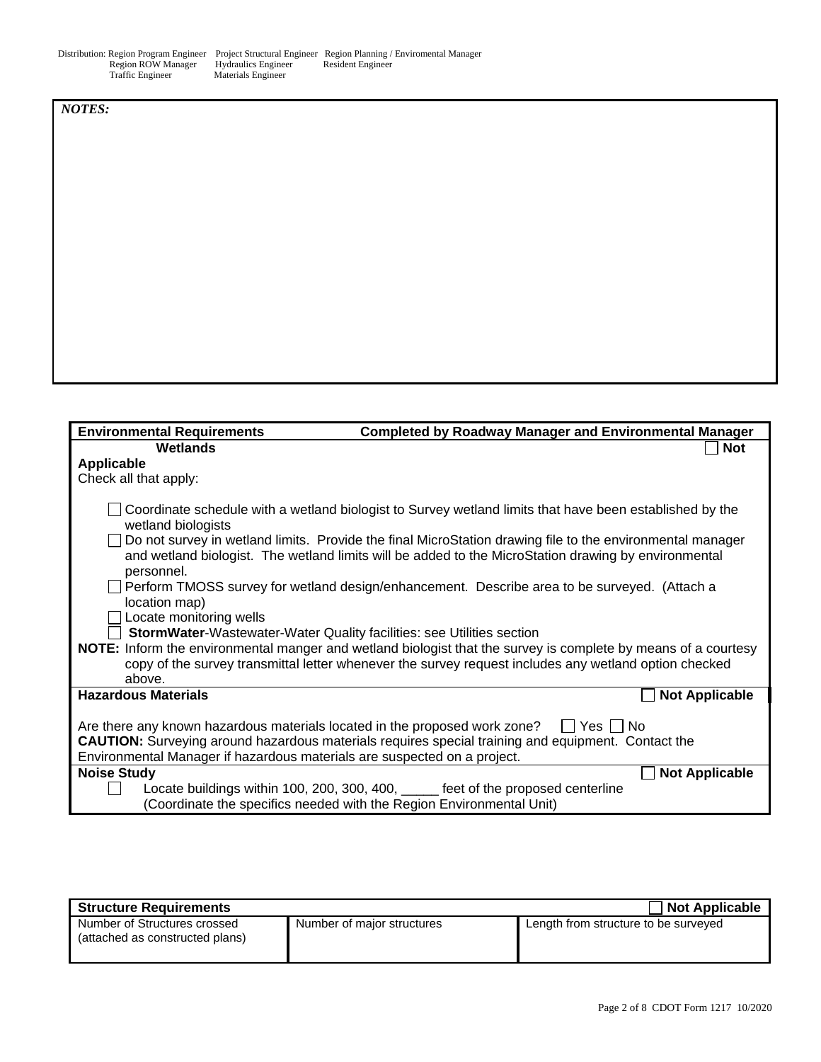Distribution: Region Program Engineer    Project Structural Engineer    Region Planning / Enviromental Manager
Region ROW Manager    Hydraulics Engineer    Resident Engineer
Traffic Engineer    Materials Engineer

*NOTES:*

| **Environmental Requirements** | **Completed by Roadway Manager and Environmental Manager** |
|---|---|

**Wetlands** ☐ **Not Applicable**

Check all that apply:

- ☐ Coordinate schedule with a wetland biologist to Survey wetland limits that have been established by the wetland biologists
- ☐ Do not survey in wetland limits. Provide the final MicroStation drawing file to the environmental manager and wetland biologist. The wetland limits will be added to the MicroStation drawing by environmental personnel.
- ☐ Perform TMOSS survey for wetland design/enhancement. Describe area to be surveyed. (Attach a location map)
- ☐ Locate monitoring wells
- ☐ **StormWater**-Wastewater-Water Quality facilities: see Utilities section

**NOTE:** Inform the environmental manger and wetland biologist that the survey is complete by means of a courtesy copy of the survey transmittal letter whenever the survey request includes any wetland option checked above.

**Hazardous Materials** ☐ **Not Applicable**

Are there any known hazardous materials located in the proposed work zone? ☐ Yes ☐ No

**CAUTION:** Surveying around hazardous materials requires special training and equipment. Contact the Environmental Manager if hazardous materials are suspected on a project.

**Noise Study** ☐ **Not Applicable**

☐ Locate buildings within 100, 200, 300, 400, _____ feet of the proposed centerline (Coordinate the specifics needed with the Region Environmental Unit)

**Structure Requirements** ☐ **Not Applicable**

| Number of Structures crossed (attached as constructed plans) | Number of major structures | Length from structure to be surveyed |
|---|---|---|
| | | |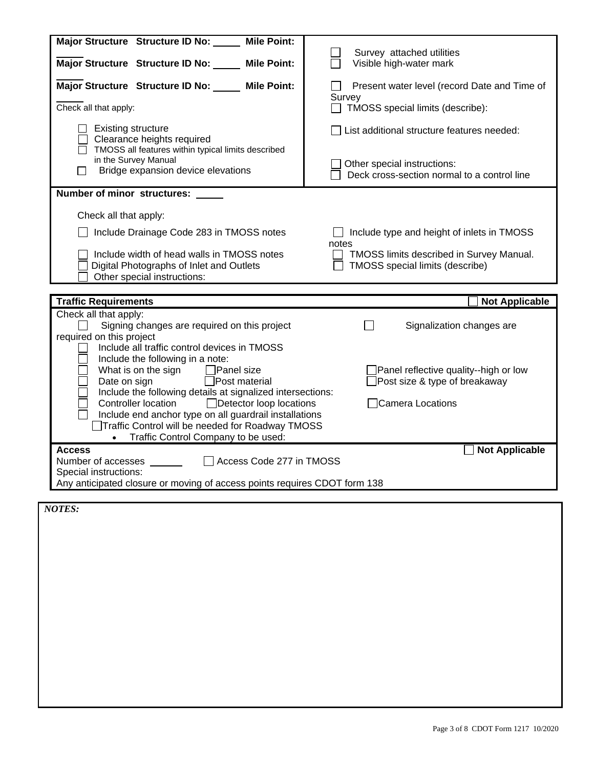| Major Structure Structure ID No: _____ Mile Point: _____ | |
|---|---|
| Major Structure Structure ID No: _____ Mile Point: _____ | ☐ Survey attached utilities<br>☐ Visible high-water mark |
| Major Structure Structure ID No: _____ Mile Point: _____ | ☐ Present water level (record Date and Time of Survey |
| Check all that apply: | ☐ TMOSS special limits (describe): |
| ☐ Existing structure<br>☐ Clearance heights required<br>☐ TMOSS all features within typical limits described in the Survey Manual<br>☐ Bridge expansion device elevations | ☐ List additional structure features needed:<br><br>☐ Other special instructions:<br>☐ Deck cross-section normal to a control line |

**Number of minor structures:** _____

Check all that apply:

- ☐ Include Drainage Code 283 in TMOSS notes
- ☐ Include type and height of inlets in TMOSS notes
- ☐ Include width of head walls in TMOSS notes
- ☐ TMOSS limits described in Survey Manual.
- ☐ Digital Photographs of Inlet and Outlets
- ☐ TMOSS special limits (describe)
- ☐ Other special instructions:

**Traffic Requirements** ☐ **Not Applicable**

Check all that apply:

- ☐ Signing changes are required on this project
- ☐ Signalization changes are required on this project
- ☐ Include all traffic control devices in TMOSS
- ☐ Include the following in a note:
- ☐ What is on the sign ☐ Panel size ☐ Panel reflective quality--high or low
- ☐ Date on sign ☐ Post material ☐ Post size & type of breakaway
- ☐ Include the following details at signalized intersections:
- ☐ Controller location ☐ Detector loop locations ☐ Camera Locations
- ☐ Include end anchor type on all guardrail installations
- ☐ Traffic Control will be needed for Roadway TMOSS
  - Traffic Control Company to be used:

**Access** ☐ **Not Applicable**

Number of accesses ______ ☐ Access Code 277 in TMOSS

Special instructions:

Any anticipated closure or moving of access points requires CDOT form 138

***NOTES:***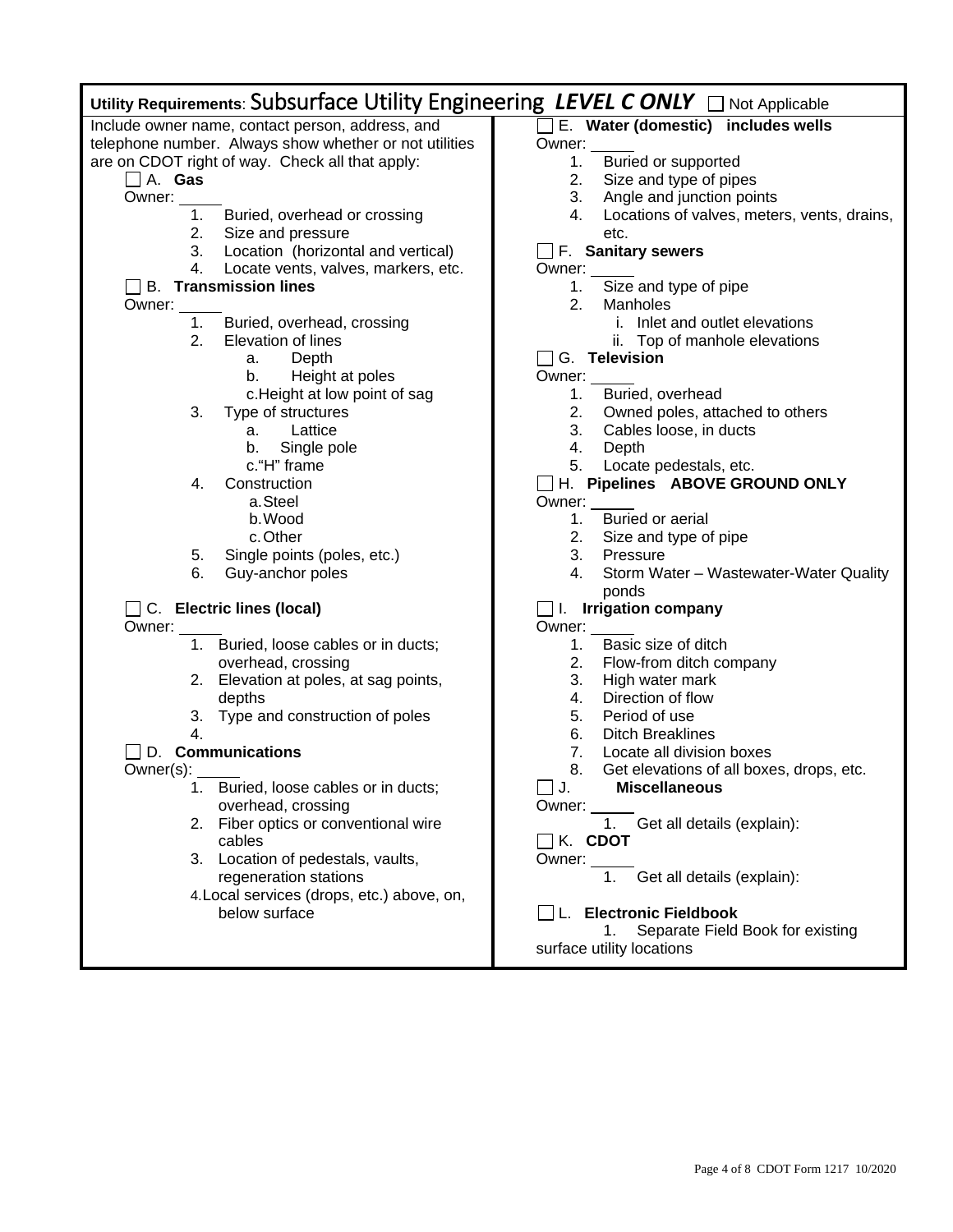## Utility Requirements: Subsurface Utility Engineering *LEVEL C ONLY* ☐ Not Applicable

Include owner name, contact person, address, and telephone number. Always show whether or not utilities are on CDOT right of way. Check all that apply:

☐ A. **Gas**
Owner: _____
1. Buried, overhead or crossing
2. Size and pressure
3. Location (horizontal and vertical)
4. Locate vents, valves, markers, etc.

☐ B. **Transmission lines**
Owner: _____
1. Buried, overhead, crossing
2. Elevation of lines
   a. Depth
   b. Height at poles
   c. Height at low point of sag
3. Type of structures
   a. Lattice
   b. Single pole
   c. "H" frame
4. Construction
   a. Steel
   b. Wood
   c. Other
5. Single points (poles, etc.)
6. Guy-anchor poles

☐ C. **Electric lines (local)**
Owner: _____
1. Buried, loose cables or in ducts; overhead, crossing
2. Elevation at poles, at sag points, depths
3. Type and construction of poles
4.

☐ D. **Communications**
Owner(s): _____
1. Buried, loose cables or in ducts; overhead, crossing
2. Fiber optics or conventional wire cables
3. Location of pedestals, vaults, regeneration stations
4. Local services (drops, etc.) above, on, below surface

☐ E. **Water (domestic) includes wells**
Owner: _____
1. Buried or supported
2. Size and type of pipes
3. Angle and junction points
4. Locations of valves, meters, vents, drains, etc.

☐ F. **Sanitary sewers**
Owner: _____
1. Size and type of pipe
2. Manholes
   i. Inlet and outlet elevations
   ii. Top of manhole elevations

☐ G. **Television**
Owner: _____
1. Buried, overhead
2. Owned poles, attached to others
3. Cables loose, in ducts
4. Depth
5. Locate pedestals, etc.

☐ H. **Pipelines ABOVE GROUND ONLY**
Owner: _____
1. Buried or aerial
2. Size and type of pipe
3. Pressure
4. Storm Water – Wastewater-Water Quality ponds

☐ I. **Irrigation company**
Owner: _____
1. Basic size of ditch
2. Flow-from ditch company
3. High water mark
4. Direction of flow
5. Period of use
6. Ditch Breaklines
7. Locate all division boxes
8. Get elevations of all boxes, drops, etc.

☐ J. **Miscellaneous**
Owner: _____
1. Get all details (explain):

☐ K. **CDOT**
Owner: _____
1. Get all details (explain):

☐ L. **Electronic Fieldbook**
1. Separate Field Book for existing surface utility locations

CDOT Form 1217 10/2020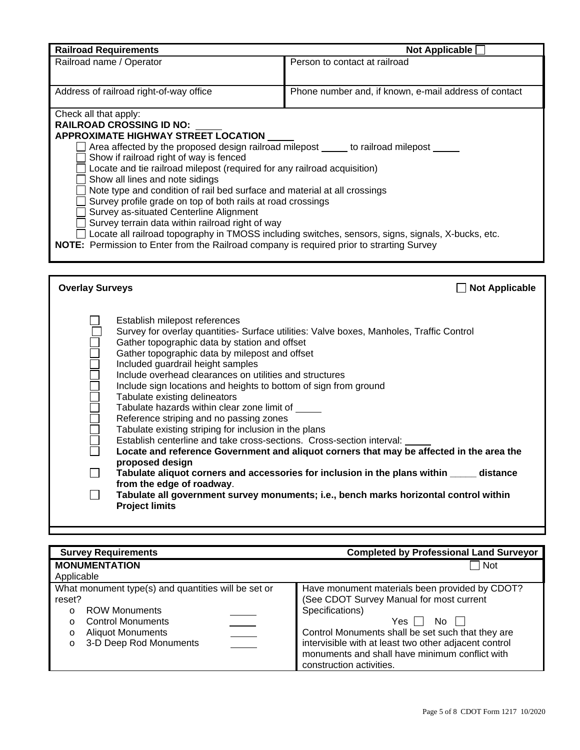| **Railroad Requirements** | **Not Applicable** ☐ |
|---|---|
| Railroad name / Operator | Person to contact at railroad |
| Address of railroad right-of-way office | Phone number and, if known, e-mail address of contact |

Check all that apply:

**RAILROAD CROSSING ID NO:** _____

**APPROXIMATE HIGHWAY STREET LOCATION** _____

- ☐ Area affected by the proposed design railroad milepost _____ to railroad milepost _____
- ☐ Show if railroad right of way is fenced
- ☐ Locate and tie railroad milepost (required for any railroad acquisition)
- ☐ Show all lines and note sidings
- ☐ Note type and condition of rail bed surface and material at all crossings
- ☐ Survey profile grade on top of both rails at road crossings
- ☐ Survey as-situated Centerline Alignment
- ☐ Survey terrain data within railroad right of way
- ☐ Locate all railroad topography in TMOSS including switches, sensors, signs, signals, X-bucks, etc.

**NOTE:** Permission to Enter from the Railroad company is required prior to strarting Survey

**Overlay Surveys** ☐ **Not Applicable**

- ☐ Establish milepost references
- ☐ Survey for overlay quantities- Surface utilities: Valve boxes, Manholes, Traffic Control
- ☐ Gather topographic data by station and offset
- ☐ Gather topographic data by milepost and offset
- ☐ Included guardrail height samples
- ☐ Include overhead clearances on utilities and structures
- ☐ Include sign locations and heights to bottom of sign from ground
- ☐ Tabulate existing delineators
- ☐ Tabulate hazards within clear zone limit of _____
- ☐ Reference striping and no passing zones
- ☐ Tabulate existing striping for inclusion in the plans
- ☐ Establish centerline and take cross-sections. Cross-section interval: _____
- ☐ **Locate and reference Government and aliquot corners that may be affected in the area the proposed design**
- ☐ **Tabulate aliquot corners and accessories for inclusion in the plans within _____ distance from the edge of roadway**.
- ☐ **Tabulate all government survey monuments; i.e., bench marks horizontal control within Project limits**

| **Survey Requirements** | **Completed by Professional Land Surveyor** |
|---|---|
| **MONUMENTATION** | ☐ Not Applicable |
| What monument type(s) and quantities will be set or reset?<br>o ROW Monuments _____<br>o Control Monuments _____<br>o Aliquot Monuments _____<br>o 3-D Deep Rod Monuments _____ | Have monument materials been provided by CDOT? (See CDOT Survey Manual for most current Specifications)<br>Yes ☐ No ☐<br>Control Monuments shall be set such that they are intervisible with at least two other adjacent control monuments and shall have minimum conflict with construction activities. |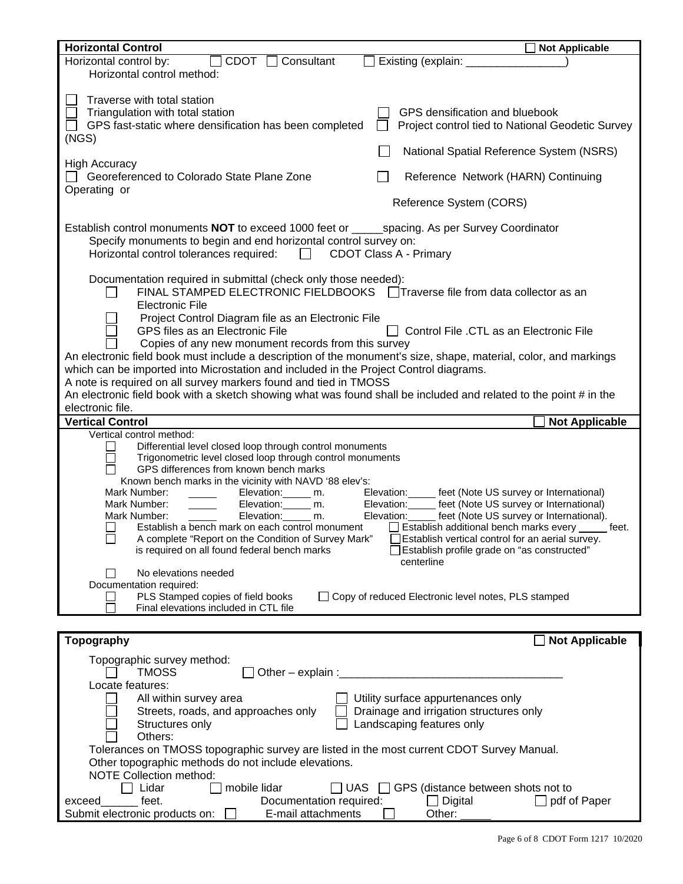## Horizontal Control

☐ Not Applicable

Horizontal control by: ☐ CDOT ☐ Consultant ☐ Existing (explain: ________________)

Horizontal control method:

☐ Traverse with total station
☐ Triangulation with total station ☐ GPS densification and bluebook
☐ GPS fast-static where densification has been completed ☐ Project control tied to National Geodetic Survey (NGS)
☐ National Spatial Reference System (NSRS)
High Accuracy
☐ Georeferenced to Colorado State Plane Zone ☐ Reference Network (HARN) Continuing Operating or
Reference System (CORS)

Establish control monuments **NOT** to exceed 1000 feet or _____spacing. As per Survey Coordinator

Specify monuments to begin and end horizontal control survey on:

Horizontal control tolerances required: ☐ CDOT Class A - Primary

Documentation required in submittal (check only those needed):

☐ FINAL STAMPED ELECTRONIC FIELDBOOKS ☐ Traverse file from data collector as an Electronic File
☐ Project Control Diagram file as an Electronic File
☐ GPS files as an Electronic File ☐ Control File .CTL as an Electronic File
☐ Copies of any new monument records from this survey

An electronic field book must include a description of the monument's size, shape, material, color, and markings which can be imported into Microstation and included in the Project Control diagrams.

A note is required on all survey markers found and tied in TMOSS

An electronic field book with a sketch showing what was found shall be included and related to the point # in the electronic file.

## Vertical Control

☐ Not Applicable

Vertical control method:

☐ Differential level closed loop through control monuments
☐ Trigonometric level closed loop through control monuments
☐ GPS differences from known bench marks

Known bench marks in the vicinity with NAVD '88 elev's:

Mark Number: _____ Elevation:_____ m. Elevation:_____ feet (Note US survey or International)
Mark Number: _____ Elevation:_____ m. Elevation:_____ feet (Note US survey or International)
Mark Number: _____ Elevation:_____ m. Elevation:_____ feet (Note US survey or International).

☐ Establish a bench mark on each control monument ☐ Establish additional bench marks every _____ feet.
☐ A complete "Report on the Condition of Survey Mark" is required on all found federal bench marks ☐ Establish vertical control for an aerial survey.
☐ Establish profile grade on "as constructed" centerline
☐ No elevations needed

Documentation required:

☐ PLS Stamped copies of field books ☐ Copy of reduced Electronic level notes, PLS stamped
☐ Final elevations included in CTL file

## Topography

☐ Not Applicable

Topographic survey method:

☐ TMOSS ☐ Other – explain :____________________________________

Locate features:

☐ All within survey area ☐ Utility surface appurtenances only
☐ Streets, roads, and approaches only ☐ Drainage and irrigation structures only
☐ Structures only ☐ Landscaping features only
☐ Others:

Tolerances on TMOSS topographic survey are listed in the most current CDOT Survey Manual.

Other topographic methods do not include elevations.

NOTE Collection method:

☐ Lidar ☐ mobile lidar ☐ UAS ☐ GPS (distance between shots not to exceed______ feet.

Documentation required: ☐ Digital ☐ pdf of Paper

Submit electronic products on: ☐ E-mail attachments ☐ Other: _____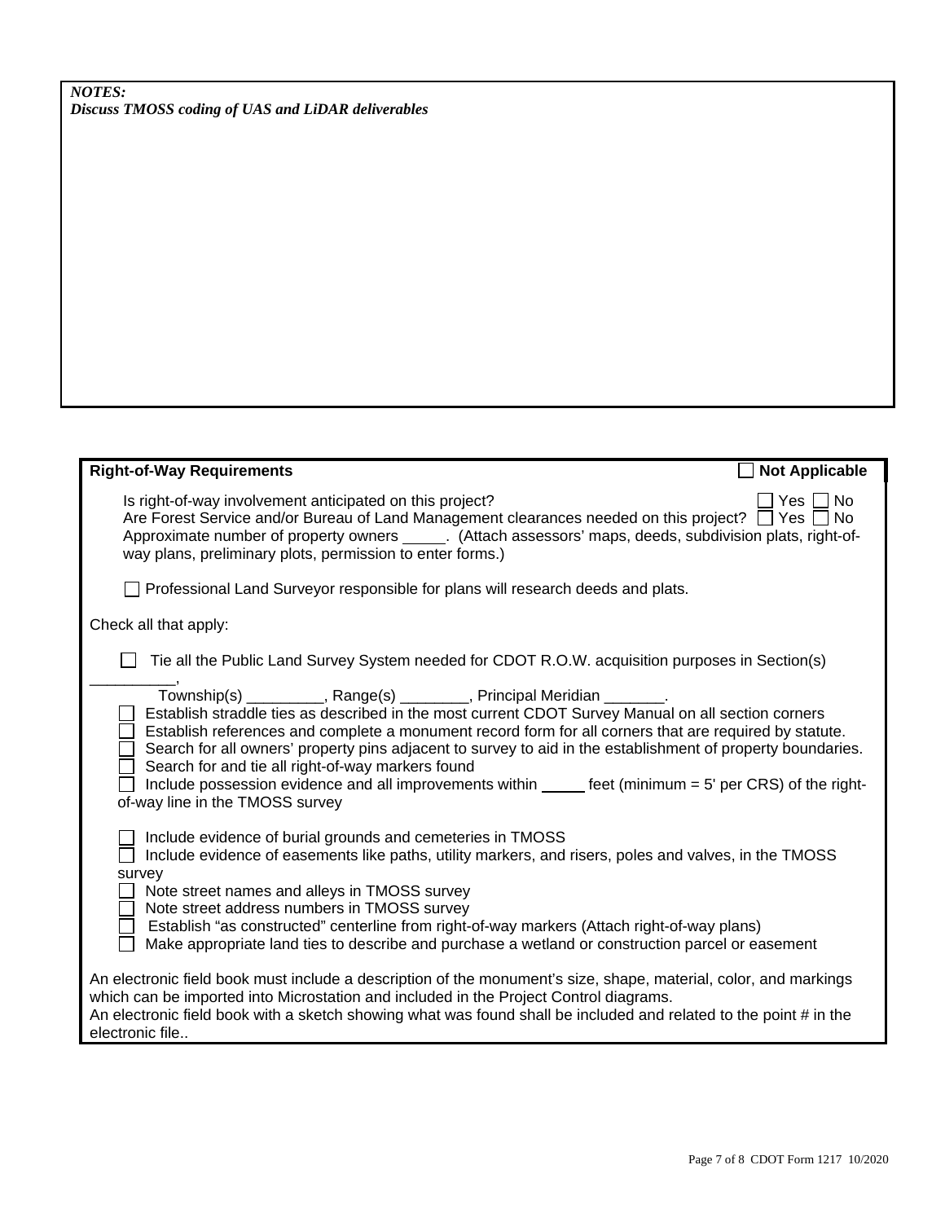***NOTES:***
***Discuss TMOSS coding of UAS and LiDAR deliverables***

**Right-of-Way Requirements** ☐ **Not Applicable**

Is right-of-way involvement anticipated on this project? ☐ Yes ☐ No
Are Forest Service and/or Bureau of Land Management clearances needed on this project? ☐ Yes ☐ No
Approximate number of property owners _____. (Attach assessors' maps, deeds, subdivision plats, right-of-way plans, preliminary plots, permission to enter forms.)

☐ Professional Land Surveyor responsible for plans will research deeds and plats.

Check all that apply:

☐ Tie all the Public Land Survey System needed for CDOT R.O.W. acquisition purposes in Section(s) __________, Township(s) _________, Range(s) ________, Principal Meridian _______.
☐ Establish straddle ties as described in the most current CDOT Survey Manual on all section corners
☐ Establish references and complete a monument record form for all corners that are required by statute.
☐ Search for all owners' property pins adjacent to survey to aid in the establishment of property boundaries.
☐ Search for and tie all right-of-way markers found
☐ Include possession evidence and all improvements within _____ feet (minimum = 5' per CRS) of the right-of-way line in the TMOSS survey

☐ Include evidence of burial grounds and cemeteries in TMOSS
☐ Include evidence of easements like paths, utility markers, and risers, poles and valves, in the TMOSS survey
☐ Note street names and alleys in TMOSS survey
☐ Note street address numbers in TMOSS survey
☐ Establish "as constructed" centerline from right-of-way markers (Attach right-of-way plans)
☐ Make appropriate land ties to describe and purchase a wetland or construction parcel or easement

An electronic field book must include a description of the monument's size, shape, material, color, and markings which can be imported into Microstation and included in the Project Control diagrams.
An electronic field book with a sketch showing what was found shall be included and related to the point # in the electronic file..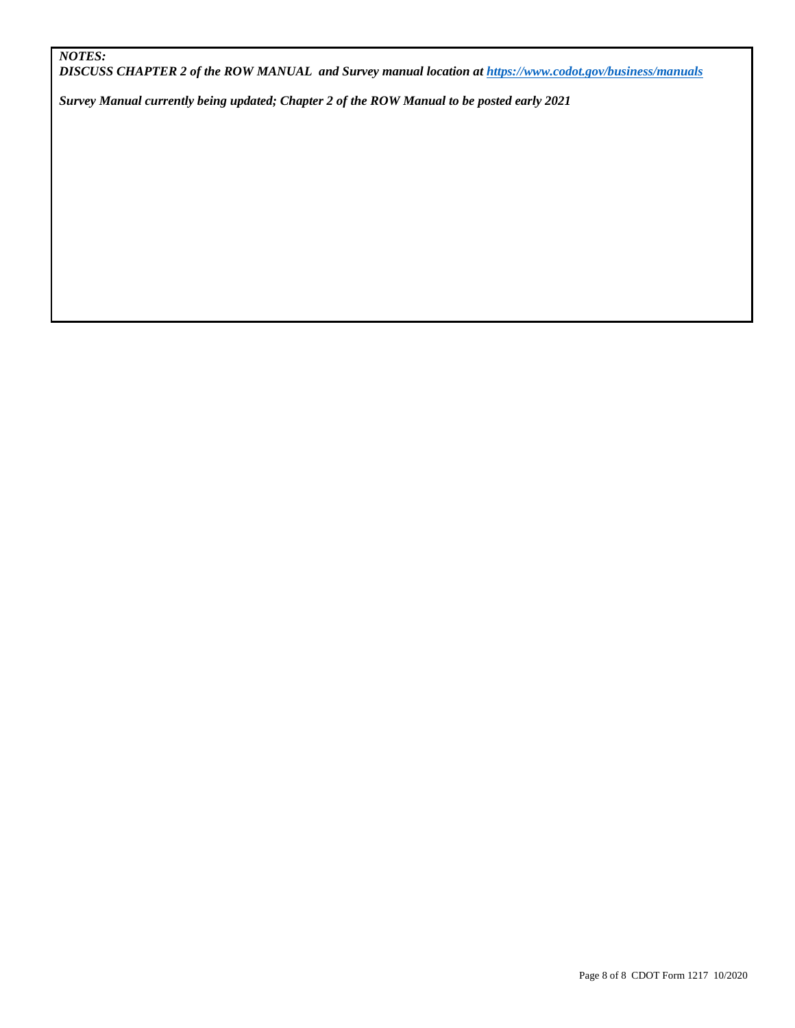***NOTES:***

***DISCUSS CHAPTER 2 of the ROW MANUAL and Survey manual location at [https://www.codot.gov/business/manuals](https://www.codot.gov/business/manuals)***

***Survey Manual currently being updated; Chapter 2 of the ROW Manual to be posted early 2021***